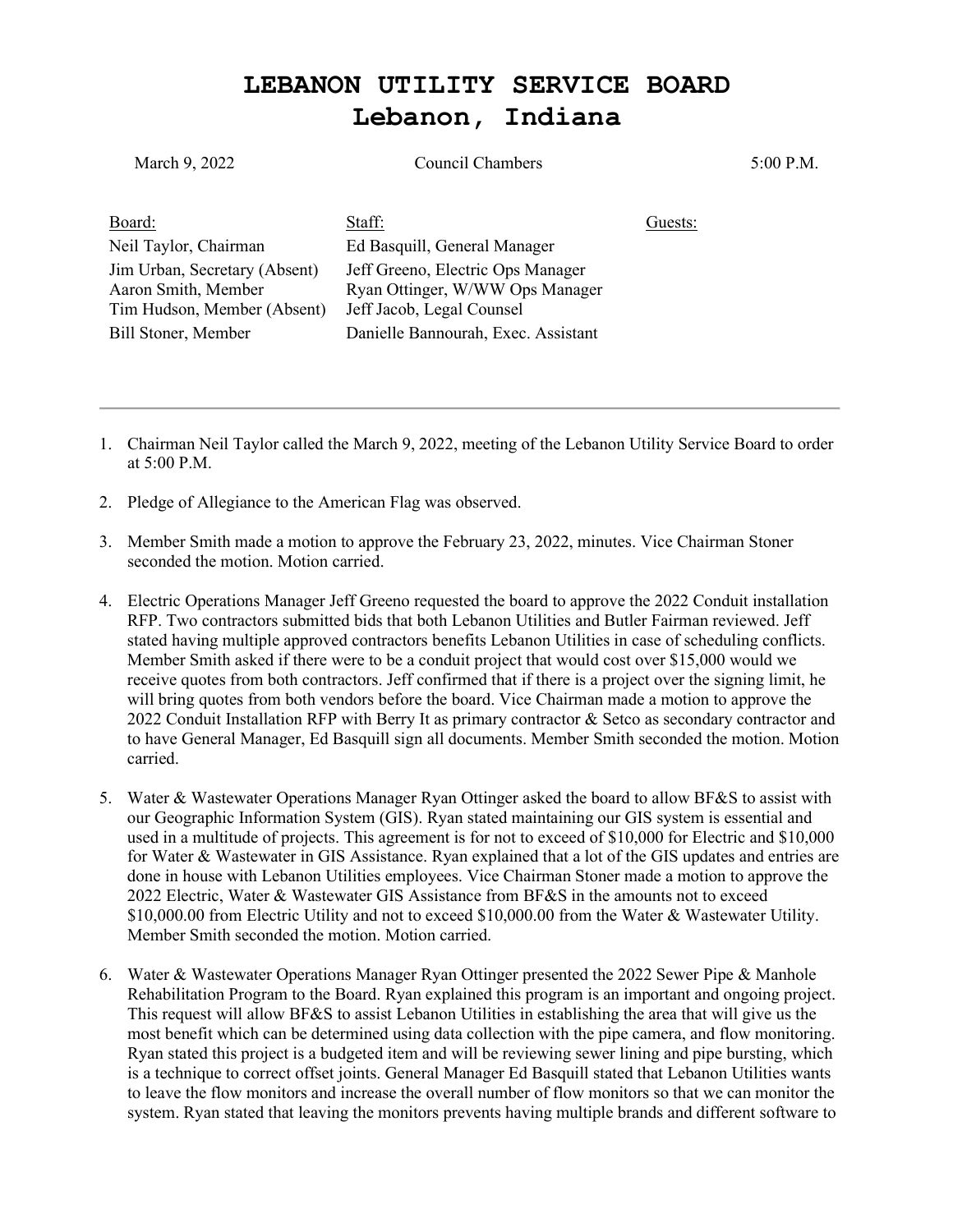# LEBANON UTILITY SERVICE BOARD
# Lebanon, Indiana

March 9, 2022 Council Chambers 5:00 P.M.

| Board: | Staff: | Guests: |
|---|---|---|
| Neil Taylor, Chairman | Ed Basquill, General Manager | |
| Jim Urban, Secretary (Absent) | Jeff Greeno, Electric Ops Manager | |
| Aaron Smith, Member | Ryan Ottinger, W/WW Ops Manager | |
| Tim Hudson, Member (Absent) | Jeff Jacob, Legal Counsel | |
| Bill Stoner, Member | Danielle Bannourah, Exec. Assistant | |

---

1. Chairman Neil Taylor called the March 9, 2022, meeting of the Lebanon Utility Service Board to order at 5:00 P.M.

2. Pledge of Allegiance to the American Flag was observed.

3. Member Smith made a motion to approve the February 23, 2022, minutes. Vice Chairman Stoner seconded the motion. Motion carried.

4. Electric Operations Manager Jeff Greeno requested the board to approve the 2022 Conduit installation RFP. Two contractors submitted bids that both Lebanon Utilities and Butler Fairman reviewed. Jeff stated having multiple approved contractors benefits Lebanon Utilities in case of scheduling conflicts. Member Smith asked if there were to be a conduit project that would cost over $15,000 would we receive quotes from both contractors. Jeff confirmed that if there is a project over the signing limit, he will bring quotes from both vendors before the board. Vice Chairman made a motion to approve the 2022 Conduit Installation RFP with Berry It as primary contractor & Setco as secondary contractor and to have General Manager, Ed Basquill sign all documents. Member Smith seconded the motion. Motion carried.

5. Water & Wastewater Operations Manager Ryan Ottinger asked the board to allow BF&S to assist with our Geographic Information System (GIS). Ryan stated maintaining our GIS system is essential and used in a multitude of projects. This agreement is for not to exceed of $10,000 for Electric and $10,000 for Water & Wastewater in GIS Assistance. Ryan explained that a lot of the GIS updates and entries are done in house with Lebanon Utilities employees. Vice Chairman Stoner made a motion to approve the 2022 Electric, Water & Wastewater GIS Assistance from BF&S in the amounts not to exceed $10,000.00 from Electric Utility and not to exceed $10,000.00 from the Water & Wastewater Utility. Member Smith seconded the motion. Motion carried.

6. Water & Wastewater Operations Manager Ryan Ottinger presented the 2022 Sewer Pipe & Manhole Rehabilitation Program to the Board. Ryan explained this program is an important and ongoing project. This request will allow BF&S to assist Lebanon Utilities in establishing the area that will give us the most benefit which can be determined using data collection with the pipe camera, and flow monitoring. Ryan stated this project is a budgeted item and will be reviewing sewer lining and pipe bursting, which is a technique to correct offset joints. General Manager Ed Basquill stated that Lebanon Utilities wants to leave the flow monitors and increase the overall number of flow monitors so that we can monitor the system. Ryan stated that leaving the monitors prevents having multiple brands and different software to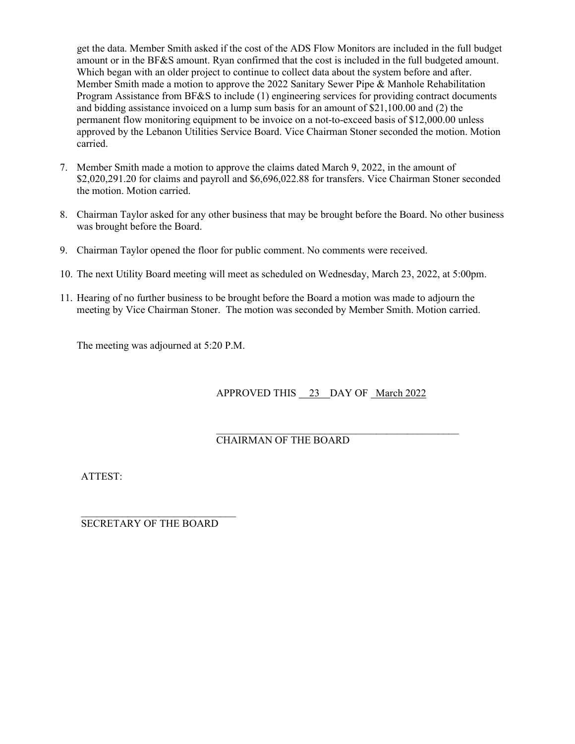get the data. Member Smith asked if the cost of the ADS Flow Monitors are included in the full budget amount or in the BF&S amount. Ryan confirmed that the cost is included in the full budgeted amount. Which began with an older project to continue to collect data about the system before and after. Member Smith made a motion to approve the 2022 Sanitary Sewer Pipe & Manhole Rehabilitation Program Assistance from BF&S to include (1) engineering services for providing contract documents and bidding assistance invoiced on a lump sum basis for an amount of $21,100.00 and (2) the permanent flow monitoring equipment to be invoice on a not-to-exceed basis of $12,000.00 unless approved by the Lebanon Utilities Service Board. Vice Chairman Stoner seconded the motion. Motion carried.

7. Member Smith made a motion to approve the claims dated March 9, 2022, in the amount of $2,020,291.20 for claims and payroll and $6,696,022.88 for transfers. Vice Chairman Stoner seconded the motion. Motion carried.

8. Chairman Taylor asked for any other business that may be brought before the Board. No other business was brought before the Board.

9. Chairman Taylor opened the floor for public comment. No comments were received.

10. The next Utility Board meeting will meet as scheduled on Wednesday, March 23, 2022, at 5:00pm.

11. Hearing of no further business to be brought before the Board a motion was made to adjourn the meeting by Vice Chairman Stoner. The motion was seconded by Member Smith. Motion carried.

The meeting was adjourned at 5:20 P.M.

APPROVED THIS 23 DAY OF March 2022

\_\_\_\_\_\_\_\_\_\_\_\_\_\_\_\_\_\_\_\_\_\_\_\_\_\_\_\_\_\_\_\_\_\_\_\_\_\_\_\_
CHAIRMAN OF THE BOARD

ATTEST:

\_\_\_\_\_\_\_\_\_\_\_\_\_\_\_\_\_\_\_\_\_\_\_\_\_\_\_\_
SECRETARY OF THE BOARD